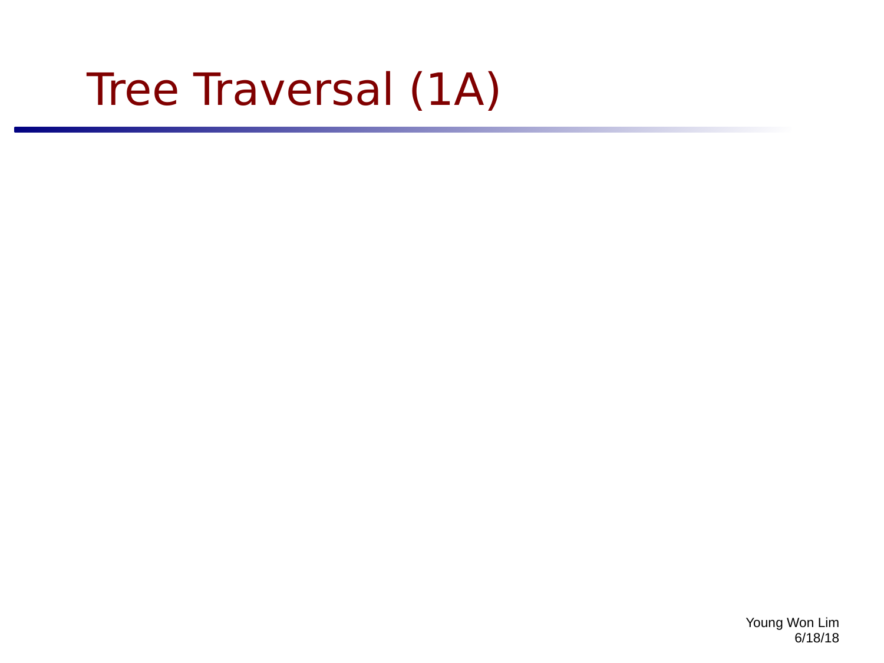# Tree Traversal (1A)

Young Won Lim
6/18/18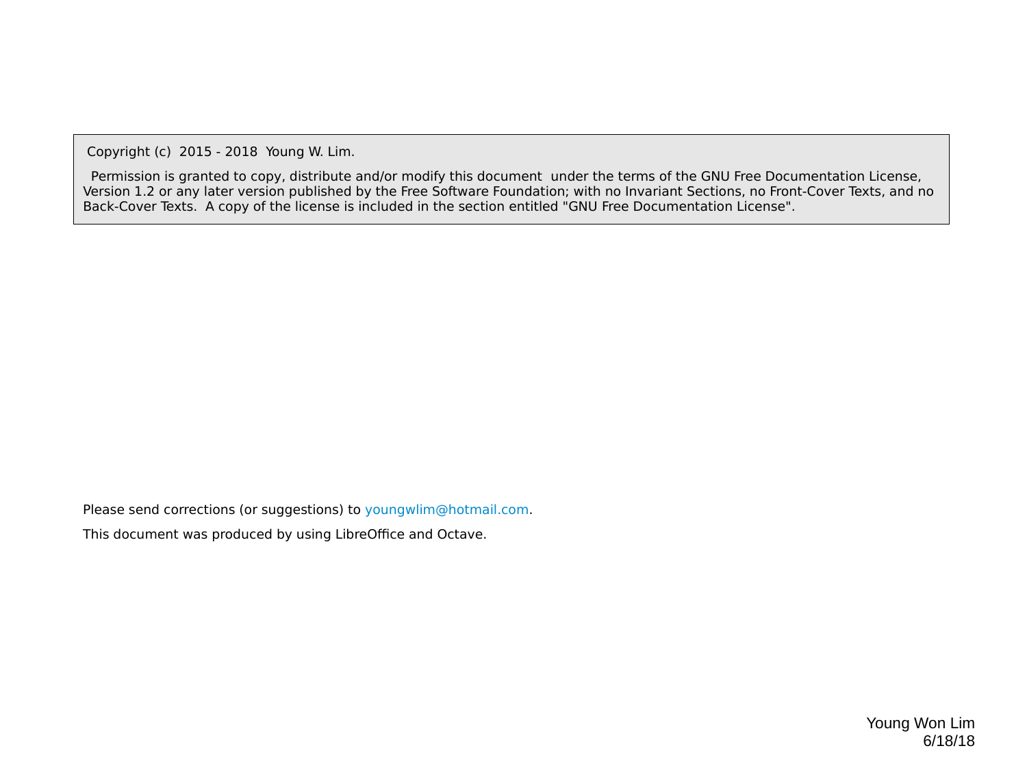Copyright (c) 2015 - 2018 Young W. Lim.

Permission is granted to copy, distribute and/or modify this document under the terms of the GNU Free Documentation License, Version 1.2 or any later version published by the Free Software Foundation; with no Invariant Sections, no Front-Cover Texts, and no Back-Cover Texts. A copy of the license is included in the section entitled "GNU Free Documentation License".

Please send corrections (or suggestions) to youngwlim@hotmail.com.

This document was produced by using LibreOffice and Octave.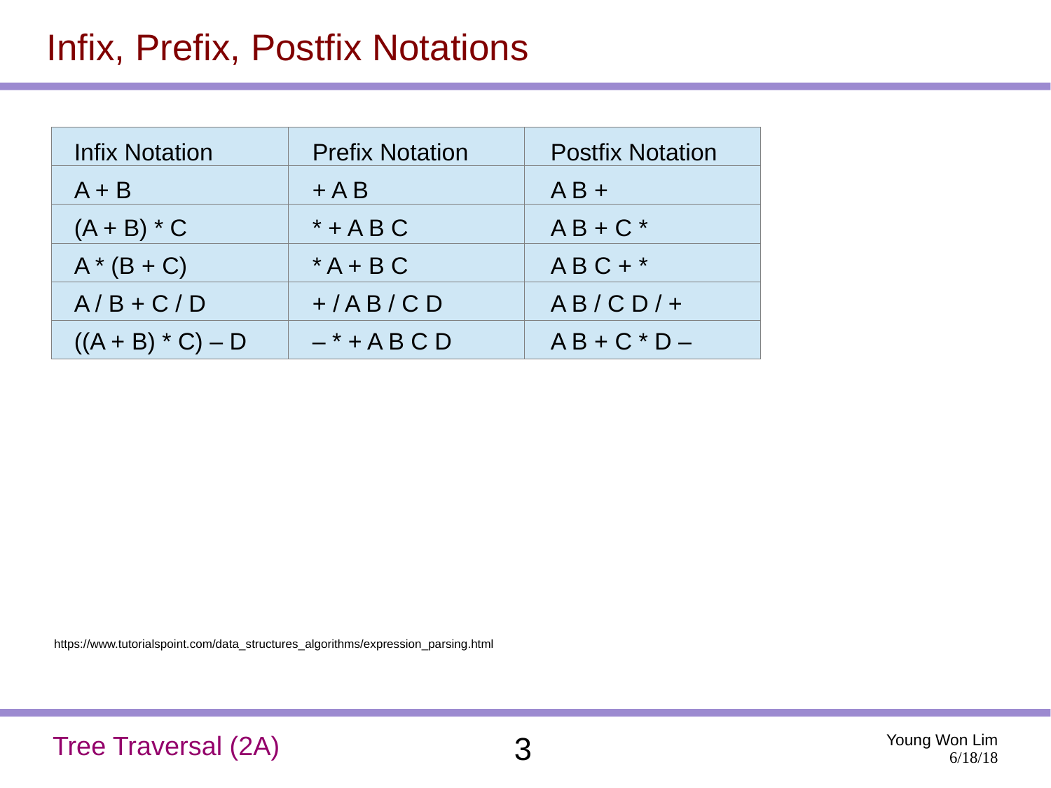# Infix, Prefix, Postfix Notations

| Infix Notation | Prefix Notation | Postfix Notation |
| --- | --- | --- |
| A + B | + A B | A B + |
| (A + B) * C | * + A B C | A B + C * |
| A * (B + C) | * A + B C | A B C + * |
| A / B + C / D | + / A B / C D | A B / C D / + |
| ((A + B) * C) – D | – * + A B C D | A B + C * D – |

https://www.tutorialspoint.com/data_structures_algorithms/expression_parsing.html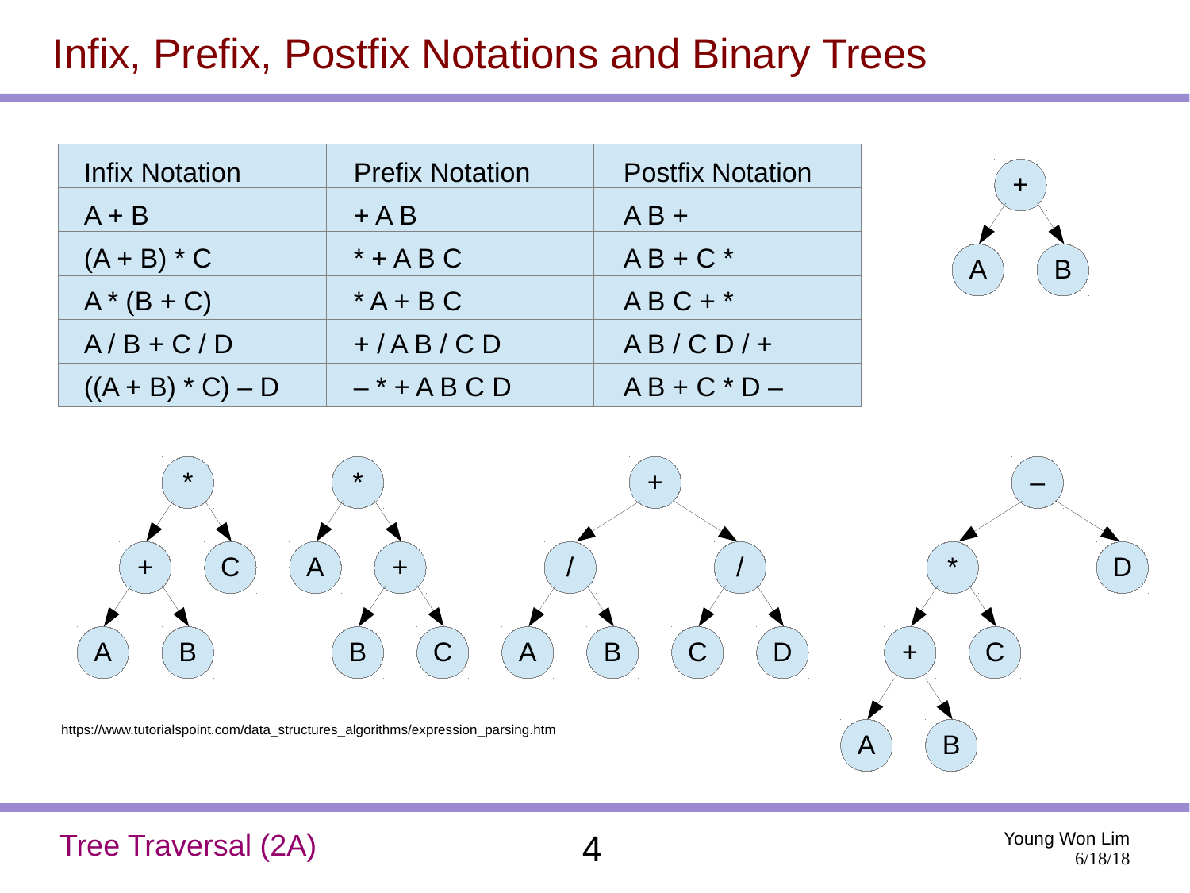# Infix, Prefix, Postfix Notations and Binary Trees

| Infix Notation | Prefix Notation | Postfix Notation |
|---|---|---|
| A + B | + A B | A B + |
| (A + B) * C | * + A B C | A B + C * |
| A * (B + C) | * A + B C | A B C + * |
| A / B + C / D | + / A B / C D | A B / C D / + |
| ((A + B) * C) – D | – * + A B C D | A B + C * D – |

+
A B

*
+ C
A B

*
A +
B C

+
/ /
A B C D

–
* D
+ C
A B

https://www.tutorialspoint.com/data_structures_algorithms/expression_parsing.htm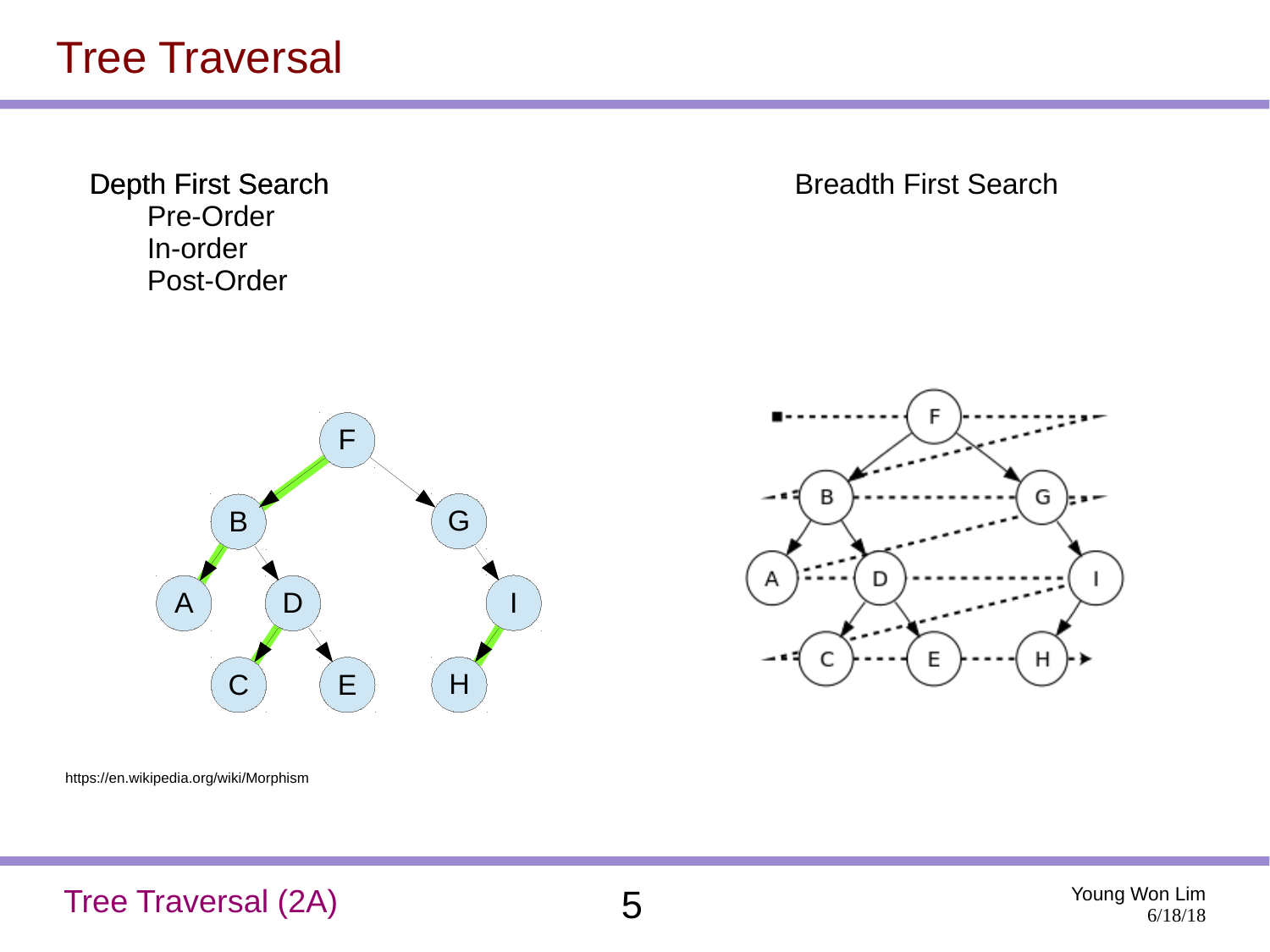# Tree Traversal

Depth First Search
- Pre-Order
- In-order
- Post-Order

Breadth First Search

F
B
G
A
D
I
C
E
H

F
B
G
A
D
I
C
E
H

https://en.wikipedia.org/wiki/Morphism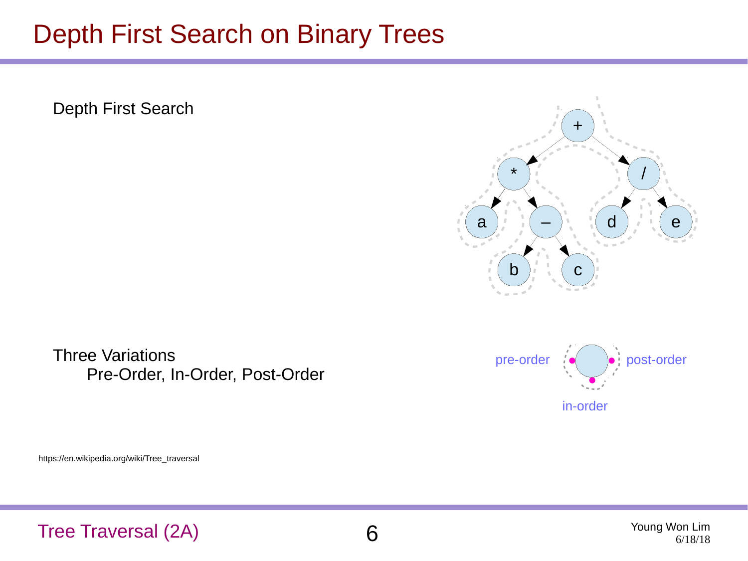# Depth First Search on Binary Trees

Depth First Search

+
*
/
a
–
d
e
b
c

Three Variations

Pre-Order, In-Order, Post-Order

pre-order

post-order

in-order

https://en.wikipedia.org/wiki/Tree_traversal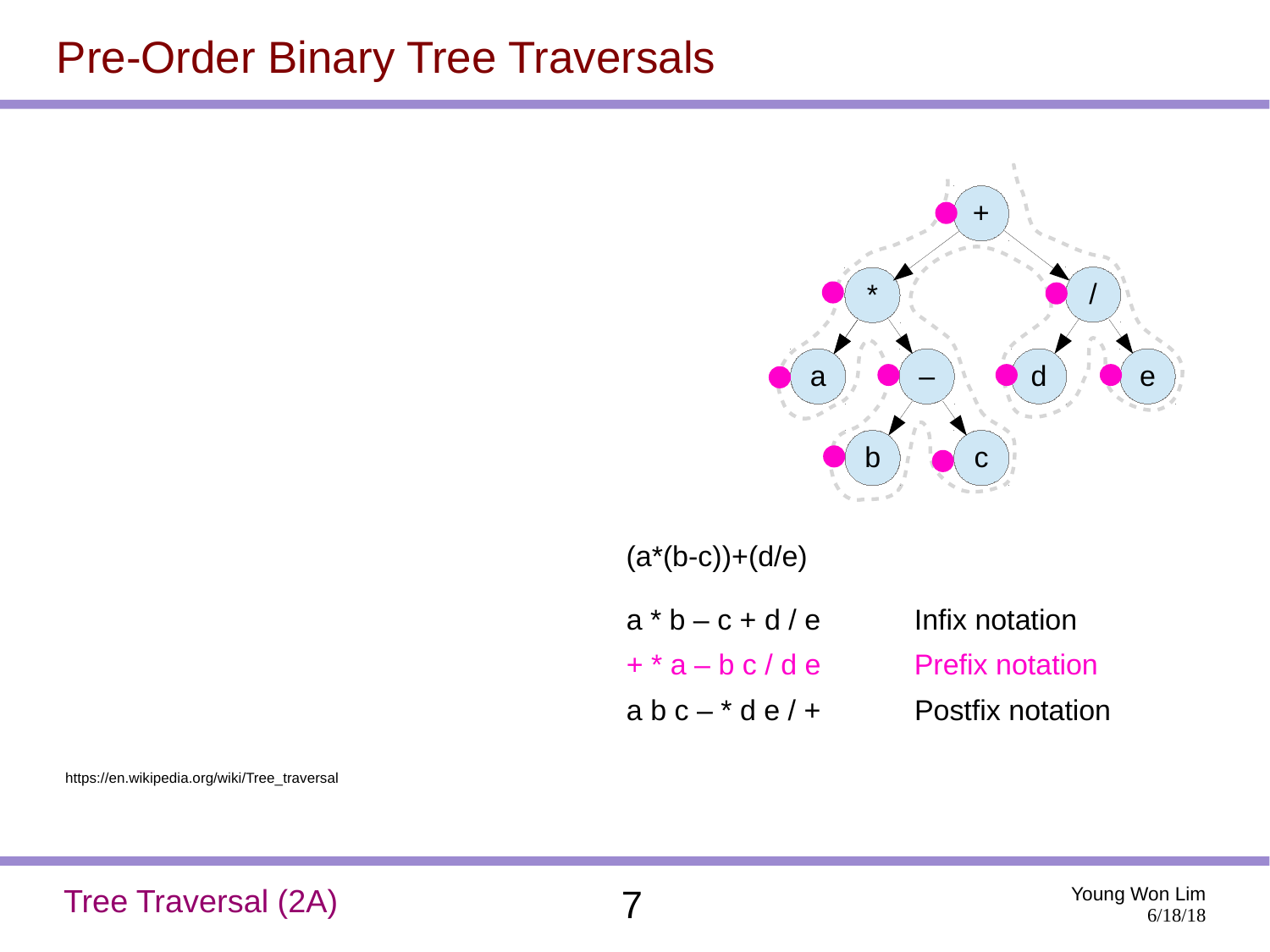# Pre-Order Binary Tree Traversals

+
*
/
a
–
d
e
b
c

(a*(b-c))+(d/e)

| | |
|---|---|
| a * b – c + d / e | Infix notation |
| + * a – b c / d e | Prefix notation |
| a b c – * d e / + | Postfix notation |

https://en.wikipedia.org/wiki/Tree_traversal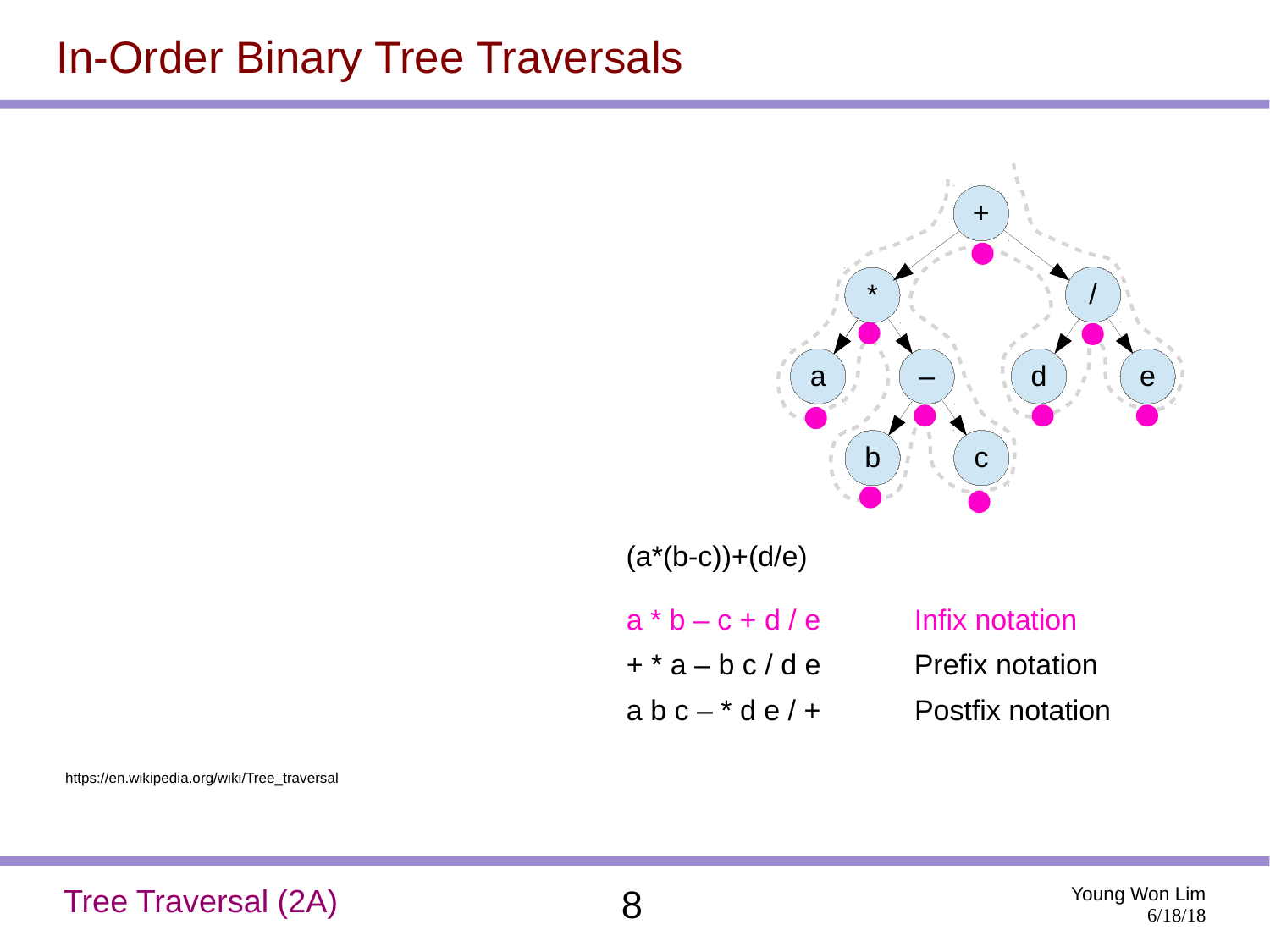# In-Order Binary Tree Traversals

(a*(b-c))+(d/e)

| | |
|---|---|
| a * b – c + d / e | Infix notation |
| + * a – b c / d e | Prefix notation |
| a b c – * d e / + | Postfix notation |

https://en.wikipedia.org/wiki/Tree_traversal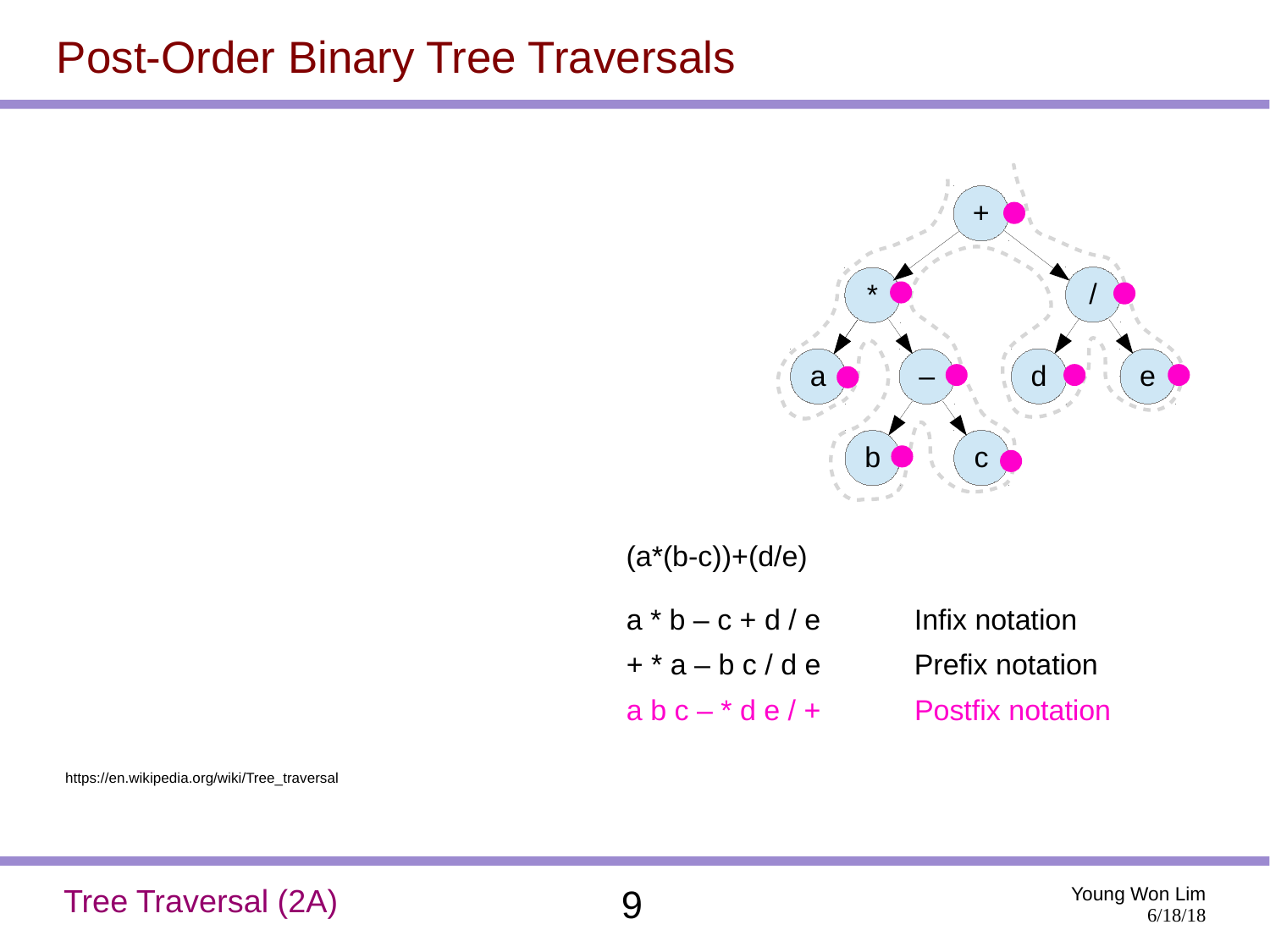# Post-Order Binary Tree Traversals

+

\*

/

a

–

d

e

b

c

(a*(b-c))+(d/e)

| | |
|---|---|
| a * b – c + d / e | Infix notation |
| + * a – b c / d e | Prefix notation |
| a b c – * d e / + | Postfix notation |

https://en.wikipedia.org/wiki/Tree_traversal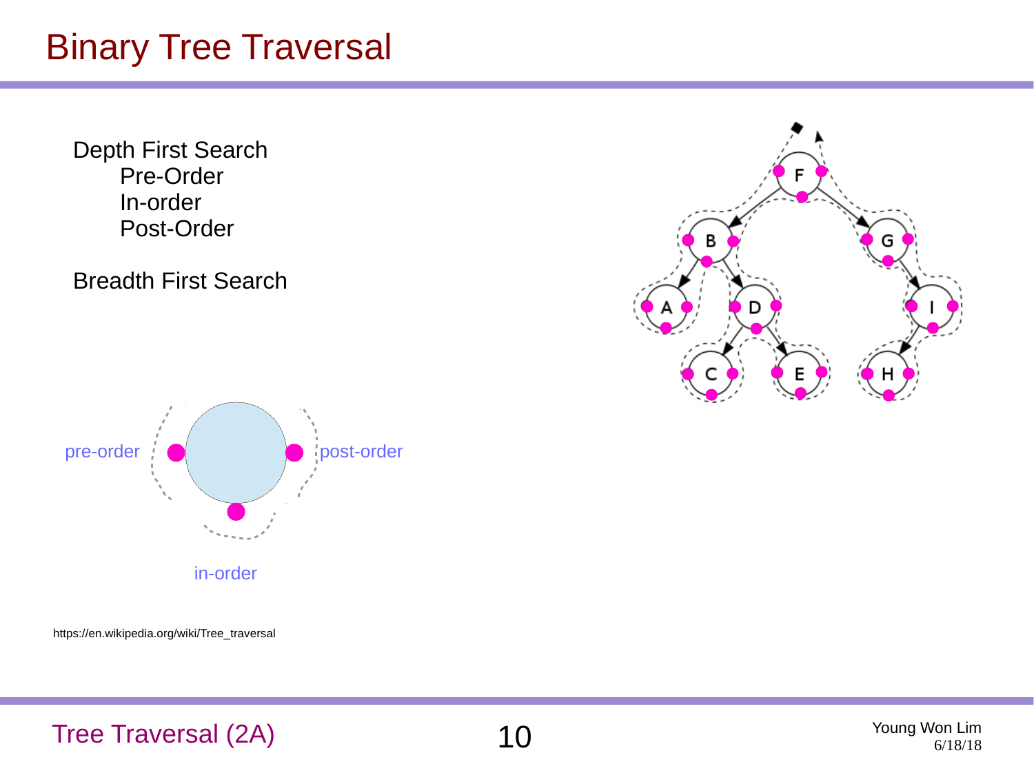# Binary Tree Traversal

Depth First Search
- Pre-Order
- In-order
- Post-Order

Breadth First Search

pre-order

post-order

in-order

F
B
G
A
D
I
C
E
H

https://en.wikipedia.org/wiki/Tree_traversal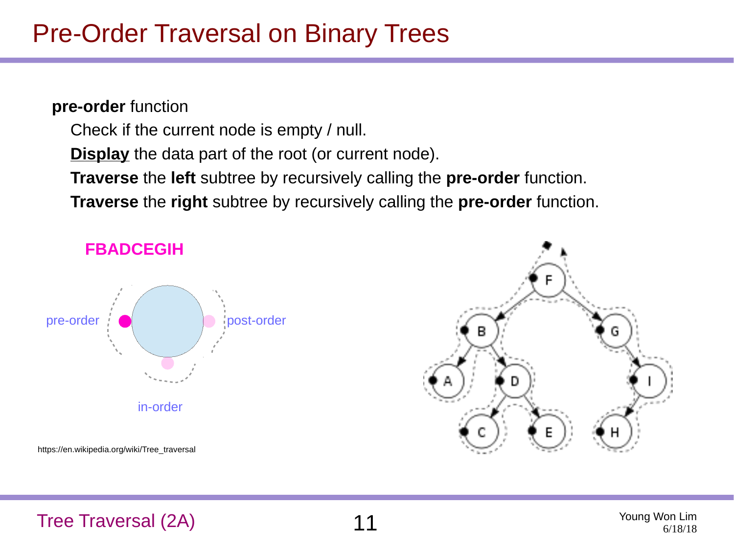# Pre-Order Traversal on Binary Trees

**pre-order** function

Check if the current node is empty / null.

**Display** the data part of the root (or current node).

**Traverse** the **left** subtree by recursively calling the **pre-order** function.

**Traverse** the **right** subtree by recursively calling the **pre-order** function.

**FBADCEGIH**

pre-order

post-order

in-order

https://en.wikipedia.org/wiki/Tree_traversal

F
B
G
A
D
I
C
E
H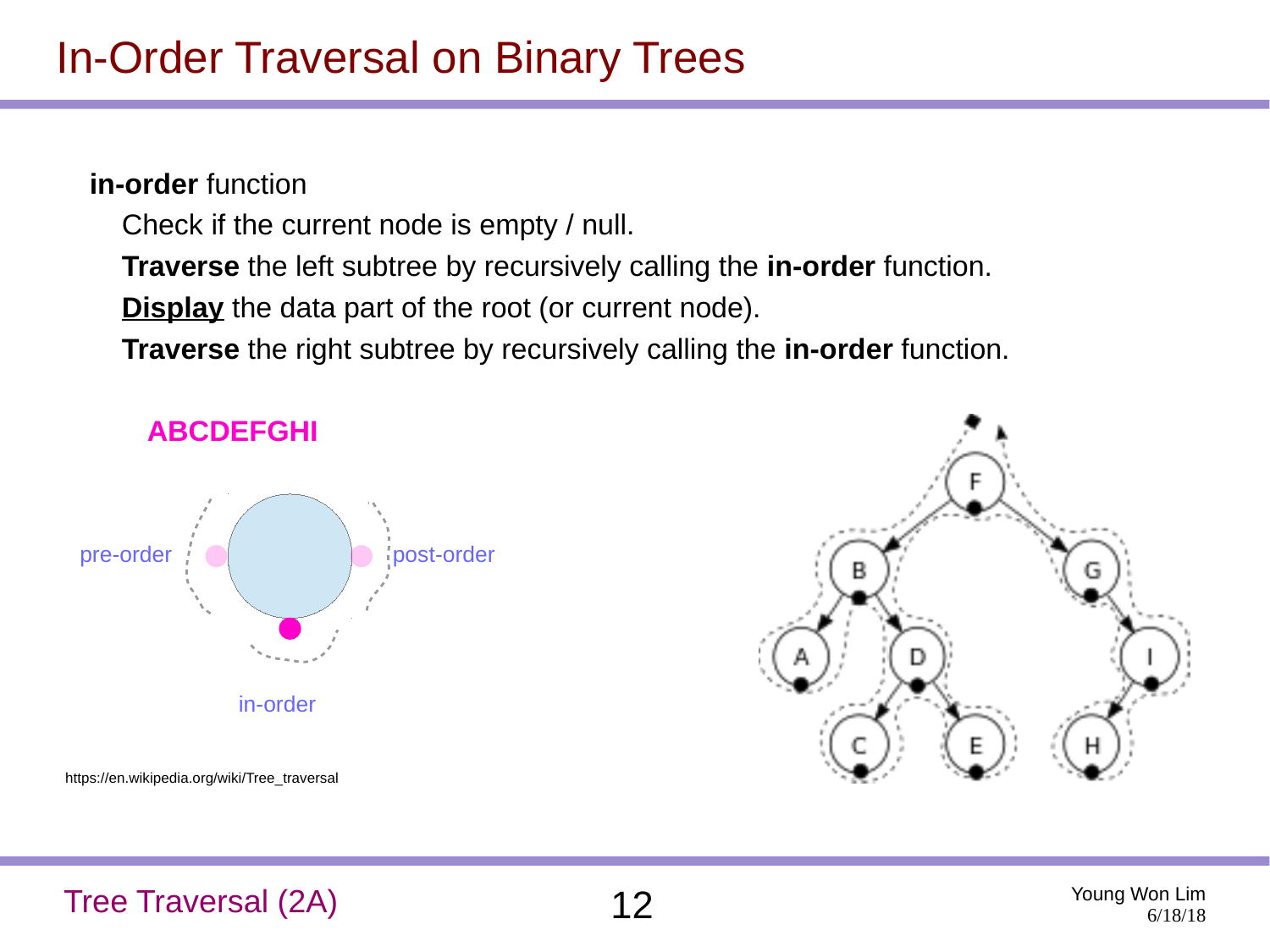# In-Order Traversal on Binary Trees

**in-order** function

Check if the current node is empty / null.

**Traverse** the left subtree by recursively calling the **in-order** function.

**<u>Display</u>** the data part of the root (or current node).

**Traverse** the right subtree by recursively calling the **in-order** function.

ABCDEFGHI

pre-order

post-order

in-order

https://en.wikipedia.org/wiki/Tree_traversal

F

B

G

A

D

I

C

E

H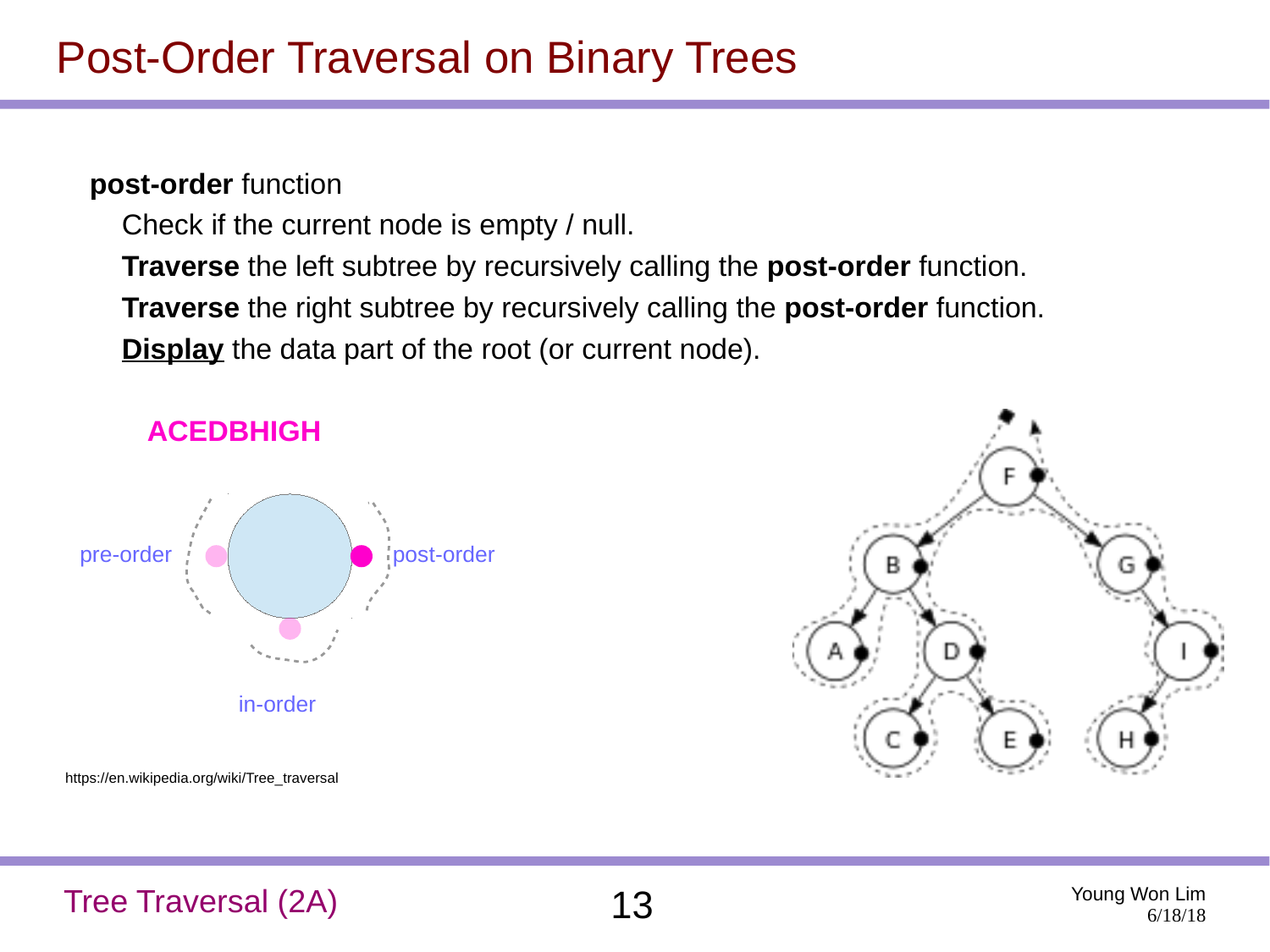# Post-Order Traversal on Binary Trees

**post-order** function

Check if the current node is empty / null.

**Traverse** the left subtree by recursively calling the **post-order** function.

**Traverse** the right subtree by recursively calling the **post-order** function.

**Display** the data part of the root (or current node).

**ACEDBHIGH**

pre-order

post-order

in-order

F

B

G

A

D

I

C

E

H

https://en.wikipedia.org/wiki/Tree_traversal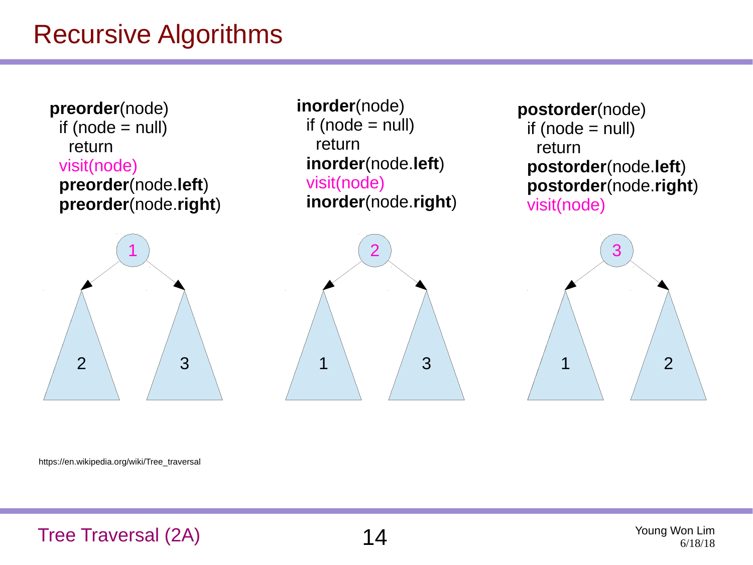# Recursive Algorithms

```
preorder(node)
  if (node = null)
    return
  visit(node)
  preorder(node.left)
  preorder(node.right)
```

```
inorder(node)
  if (node = null)
    return
  inorder(node.left)
  visit(node)
  inorder(node.right)
```

```
postorder(node)
  if (node = null)
    return
  postorder(node.left)
  postorder(node.right)
  visit(node)
```

Preorder: root 1, left subtree 2, right subtree 3

Inorder: root 2, left subtree 1, right subtree 3

Postorder: root 3, left subtree 1, right subtree 2

https://en.wikipedia.org/wiki/Tree_traversal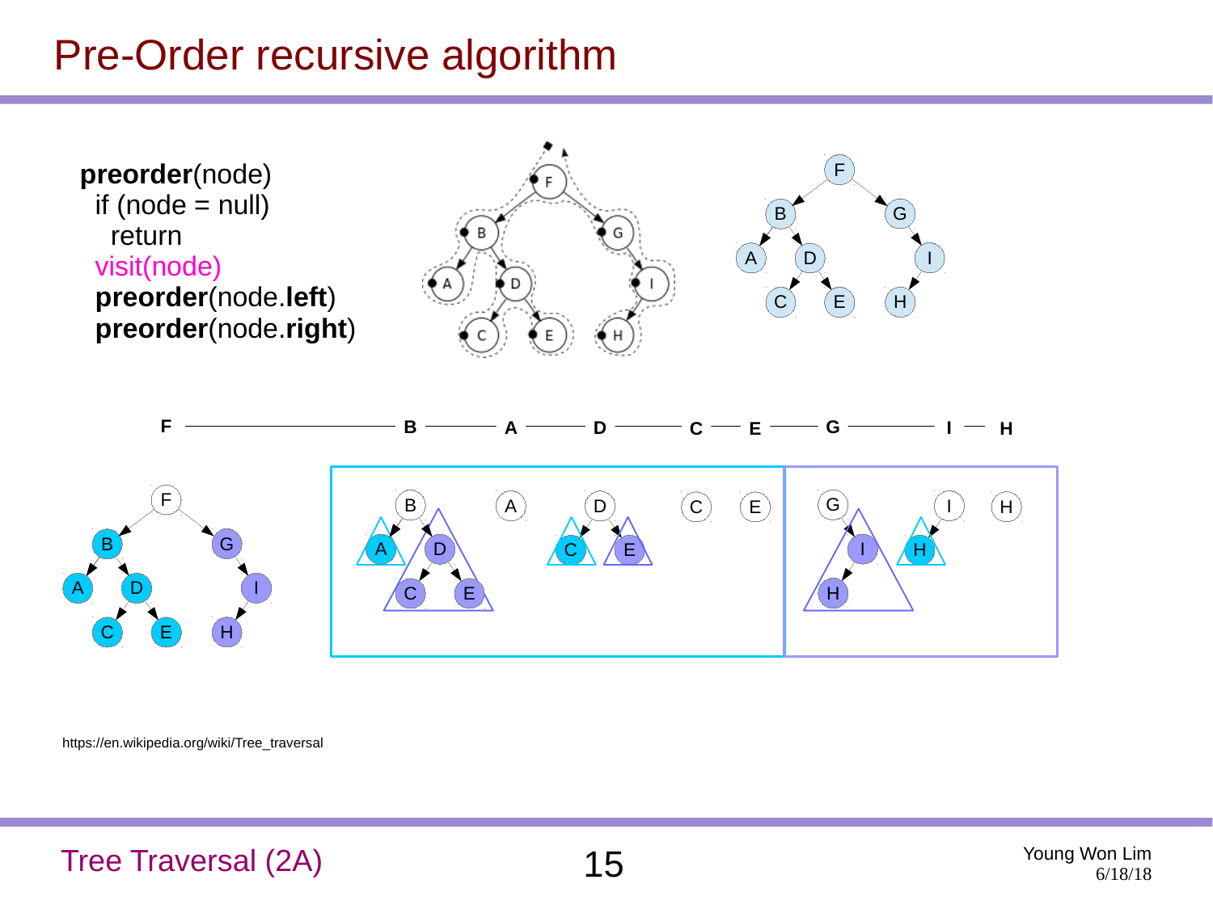# Pre-Order recursive algorithm

```
preorder(node)
  if (node = null)
    return
  visit(node)
  preorder(node.left)
  preorder(node.right)
```

F ——— B ——— A ——— D ——— C ——— E ——— G ——— I ——— H

https://en.wikipedia.org/wiki/Tree_traversal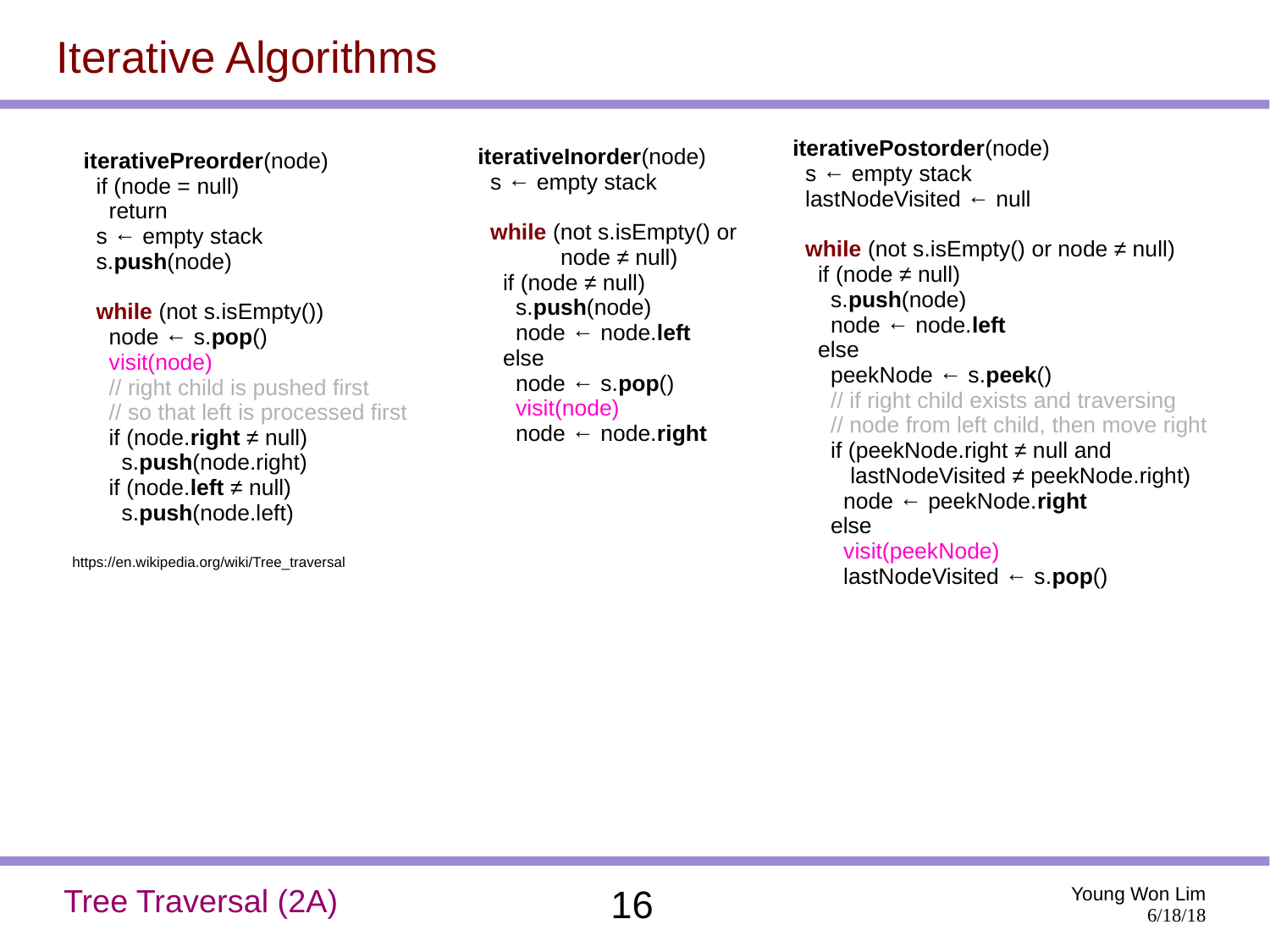# Iterative Algorithms

```
iterativePreorder(node)
  if (node = null)
    return
  s ← empty stack
  s.push(node)

  while (not s.isEmpty())
    node ← s.pop()
    visit(node)
    // right child is pushed first
    // so that left is processed first
    if (node.right ≠ null)
      s.push(node.right)
    if (node.left ≠ null)
      s.push(node.left)
```

https://en.wikipedia.org/wiki/Tree_traversal

```
iterativeInorder(node)
  s ← empty stack

  while (not s.isEmpty() or
         node ≠ null)
    if (node ≠ null)
      s.push(node)
      node ← node.left
    else
      node ← s.pop()
      visit(node)
      node ← node.right
```

```
iterativePostorder(node)
  s ← empty stack
  lastNodeVisited ← null

  while (not s.isEmpty() or node ≠ null)
    if (node ≠ null)
      s.push(node)
      node ← node.left
    else
      peekNode ← s.peek()
      // if right child exists and traversing
      // node from left child, then move right
      if (peekNode.right ≠ null and
          lastNodeVisited ≠ peekNode.right)
        node ← peekNode.right
      else
        visit(peekNode)
        lastNodeVisited ← s.pop()
```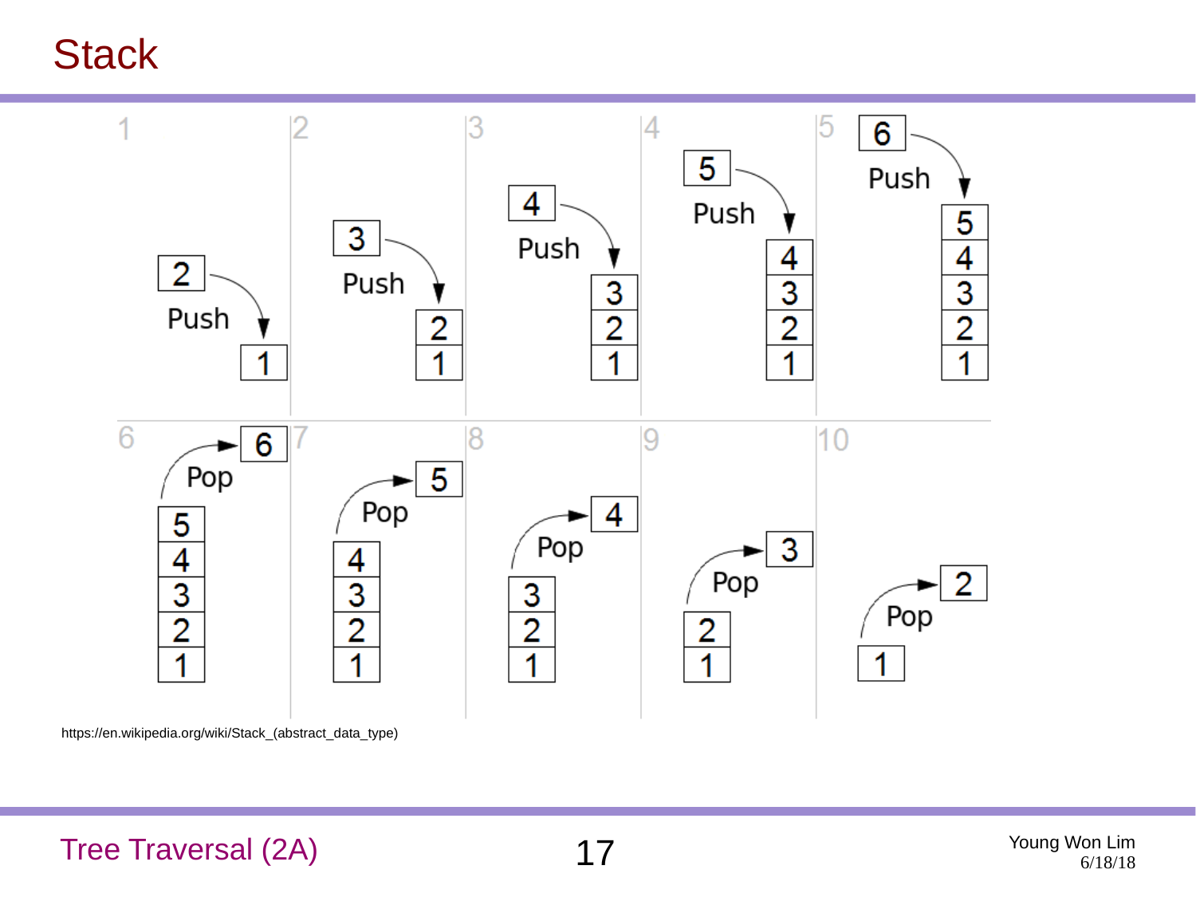# Stack

1 2 Push 1

2 3 Push 2 1

3 4 Push 3 2 1

4 5 Push 4 3 2 1

5 6 Push 5 4 3 2 1

6 6 Pop 5 4 3 2 1

7 5 Pop 4 3 2 1

8 4 Pop 3 2 1

9 3 Pop 2 1

10 2 Pop 1

https://en.wikipedia.org/wiki/Stack_(abstract_data_type)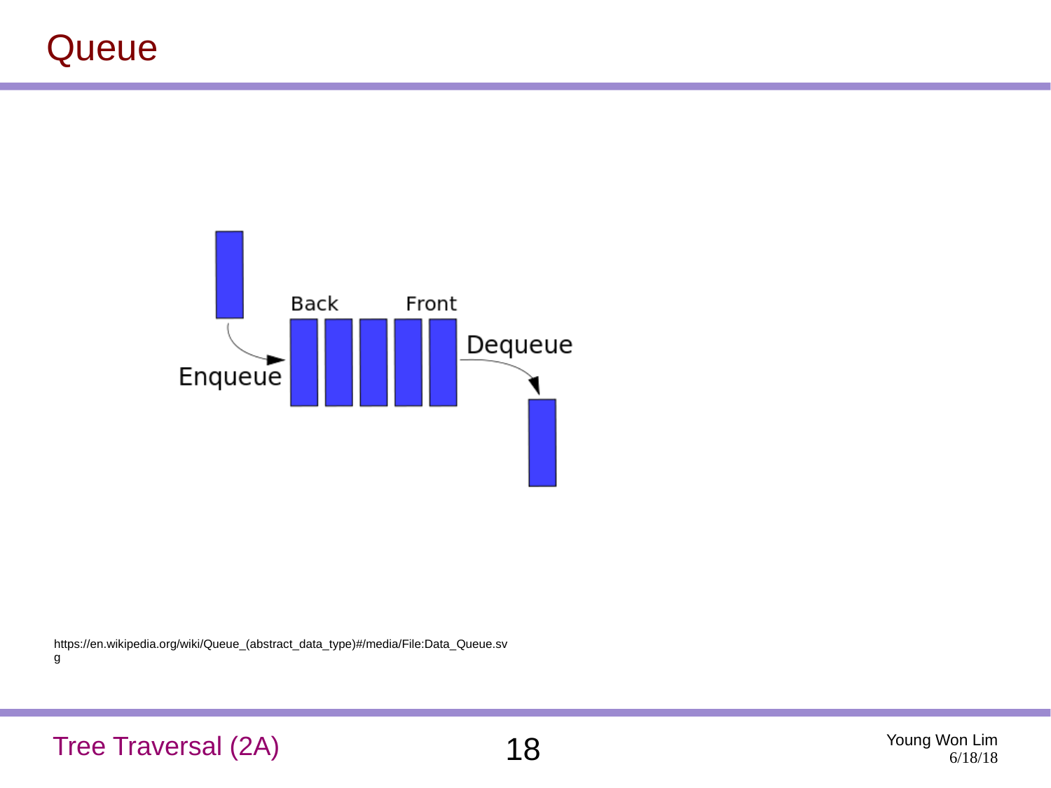# Queue

Back Front

Enqueue

Dequeue

https://en.wikipedia.org/wiki/Queue_(abstract_data_type)#/media/File:Data_Queue.svg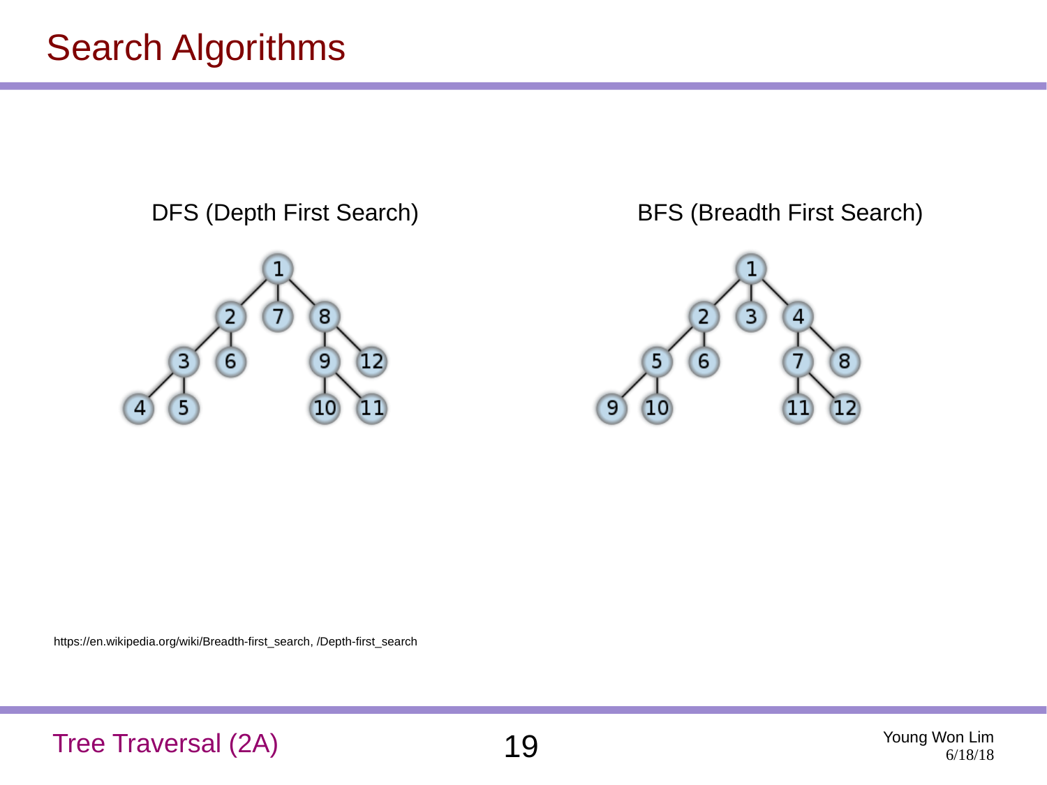# Search Algorithms

DFS (Depth First Search)

1
2 7 8
3 6 9 12
4 5 10 11

BFS (Breadth First Search)

1
2 3 4
5 6 7 8
9 10 11 12

https://en.wikipedia.org/wiki/Breadth-first_search, /Depth-first_search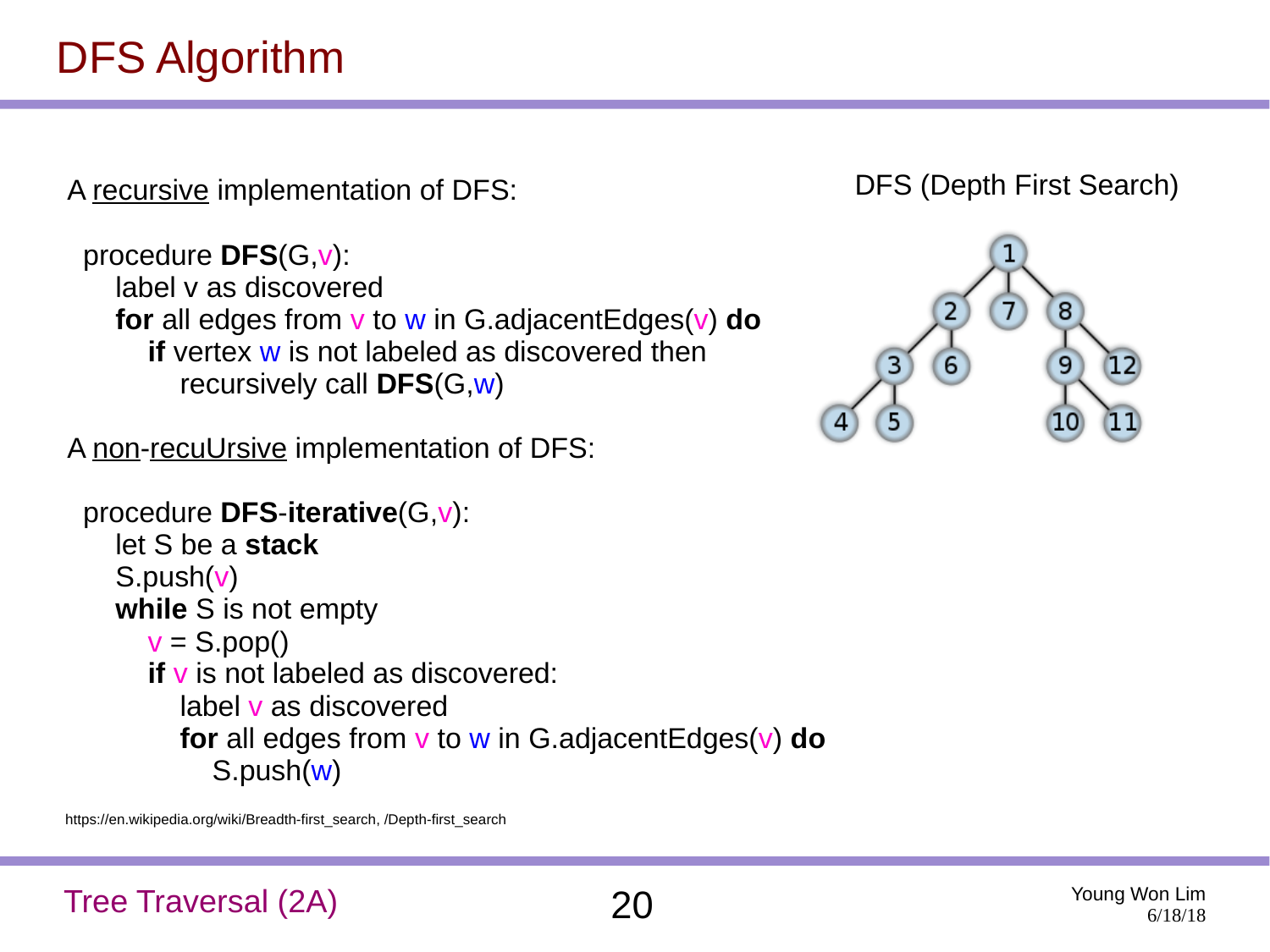# DFS Algorithm

A recursive implementation of DFS:

```
procedure DFS(G,v):
    label v as discovered
    for all edges from v to w in G.adjacentEdges(v) do
        if vertex w is not labeled as discovered then
            recursively call DFS(G,w)
```

A non-recuUrsive implementation of DFS:

```
procedure DFS-iterative(G,v):
    let S be a stack
    S.push(v)
    while S is not empty
        v = S.pop()
        if v is not labeled as discovered:
            label v as discovered
            for all edges from v to w in G.adjacentEdges(v) do
                S.push(w)
```

DFS (Depth First Search)

1
2
7
8
3
6
9
12
4
5
10
11

https://en.wikipedia.org/wiki/Breadth-first_search, /Depth-first_search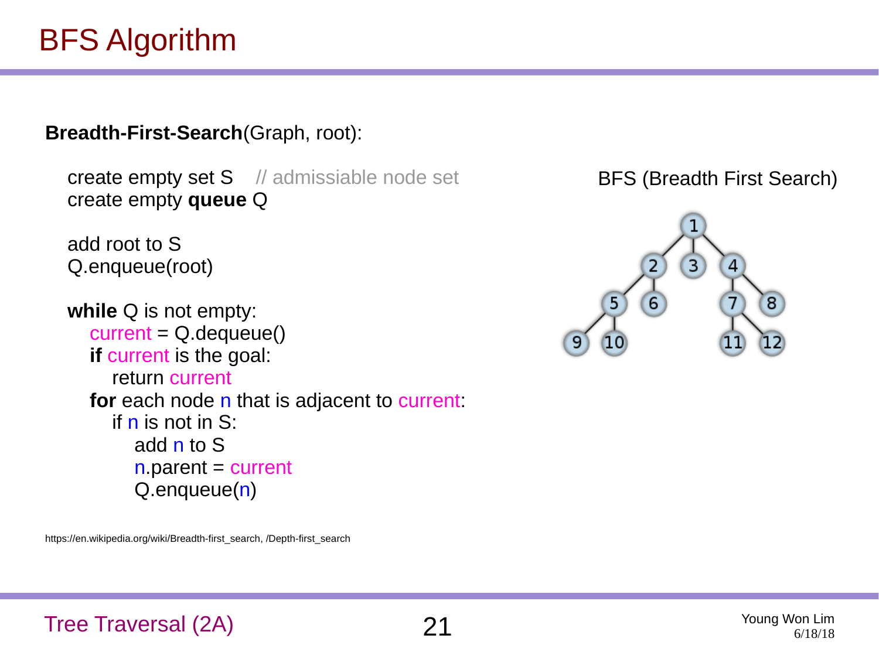# BFS Algorithm

```
Breadth-First-Search(Graph, root):

   create empty set S    // admissiable node set
   create empty queue Q

   add root to S
   Q.enqueue(root)

   while Q is not empty:
      current = Q.dequeue()
      if current is the goal:
         return current
      for each node n that is adjacent to current:
         if n is not in S:
            add n to S
            n.parent = current
            Q.enqueue(n)
```

BFS (Breadth First Search)

1
2
3
4
5
6
7
8
9
10
11
12

https://en.wikipedia.org/wiki/Breadth-first_search, /Depth-first_search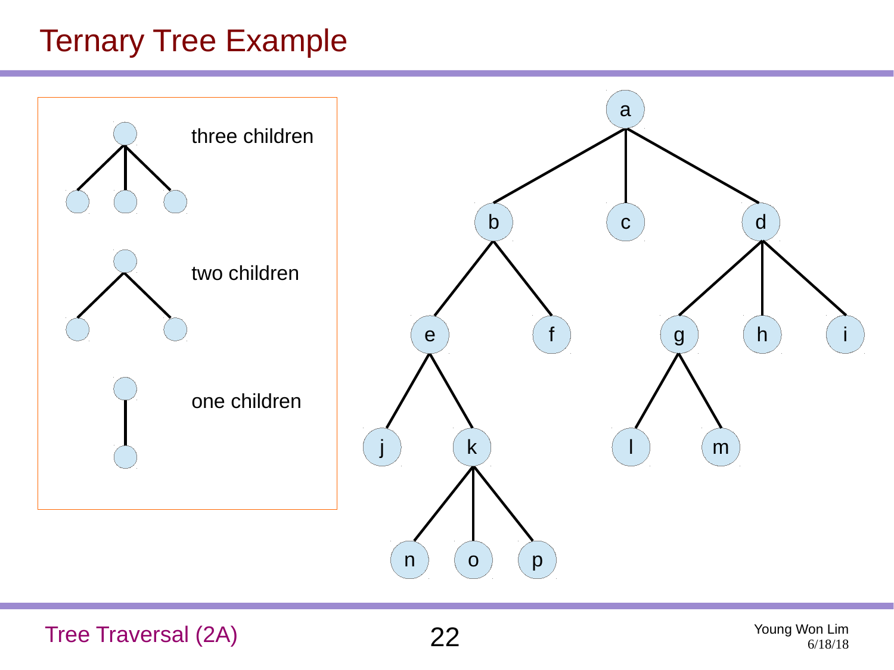# Ternary Tree Example

three children

two children

one children

a

b c d

e f g h i

j k l m

n o p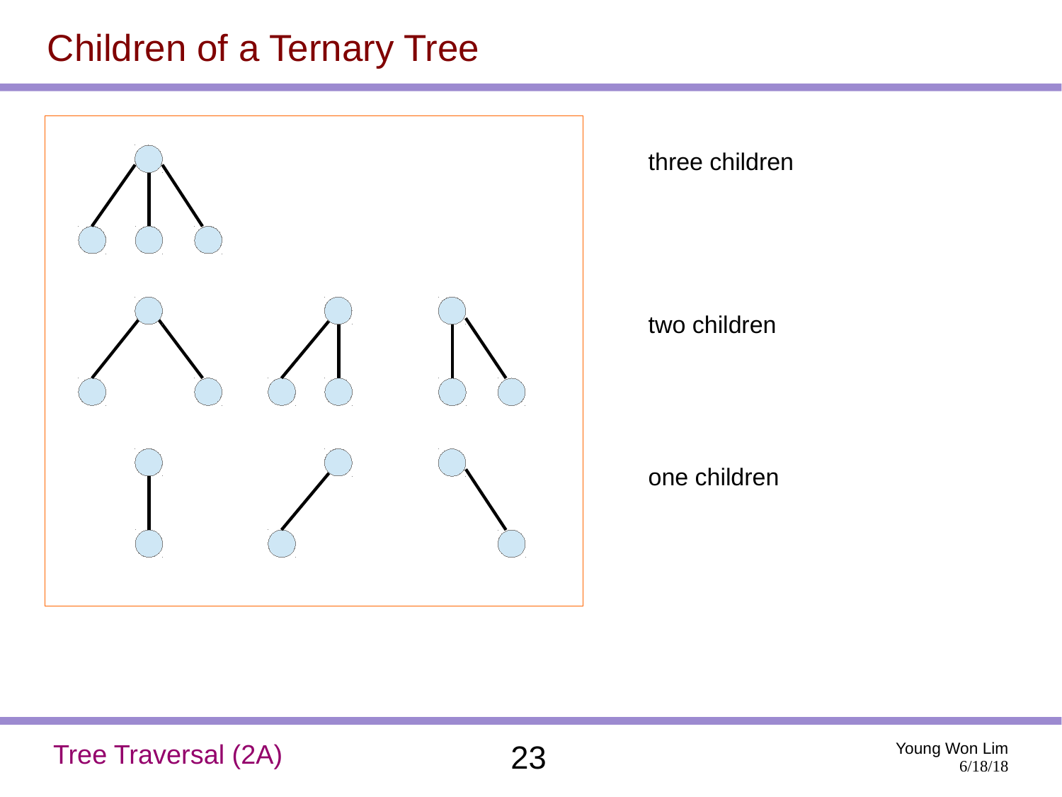# Children of a Ternary Tree

three children

two children

one children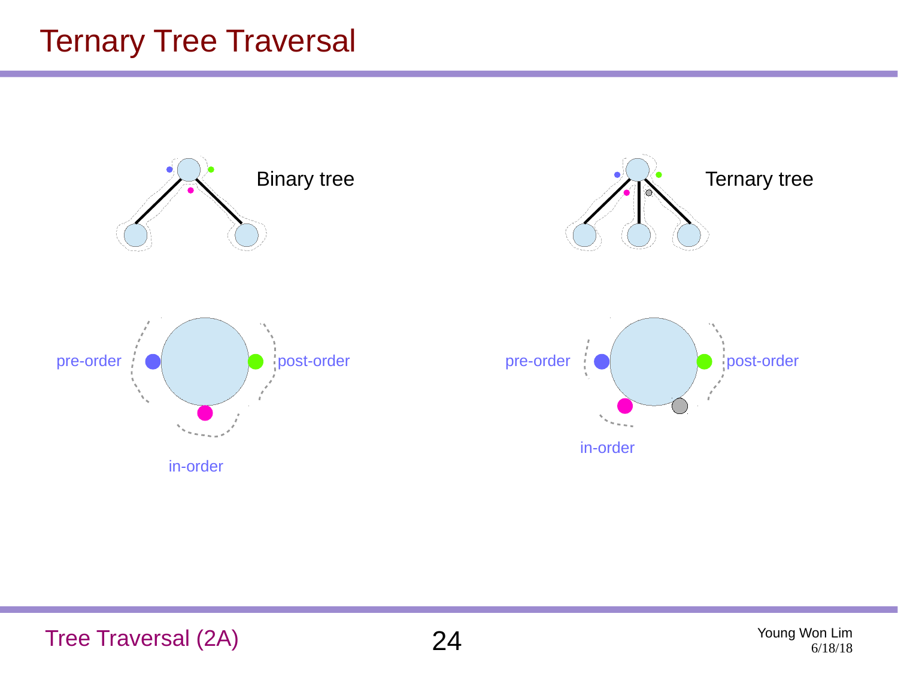# Ternary Tree Traversal

Binary tree

Ternary tree

pre-order

post-order

in-order

pre-order

post-order

in-order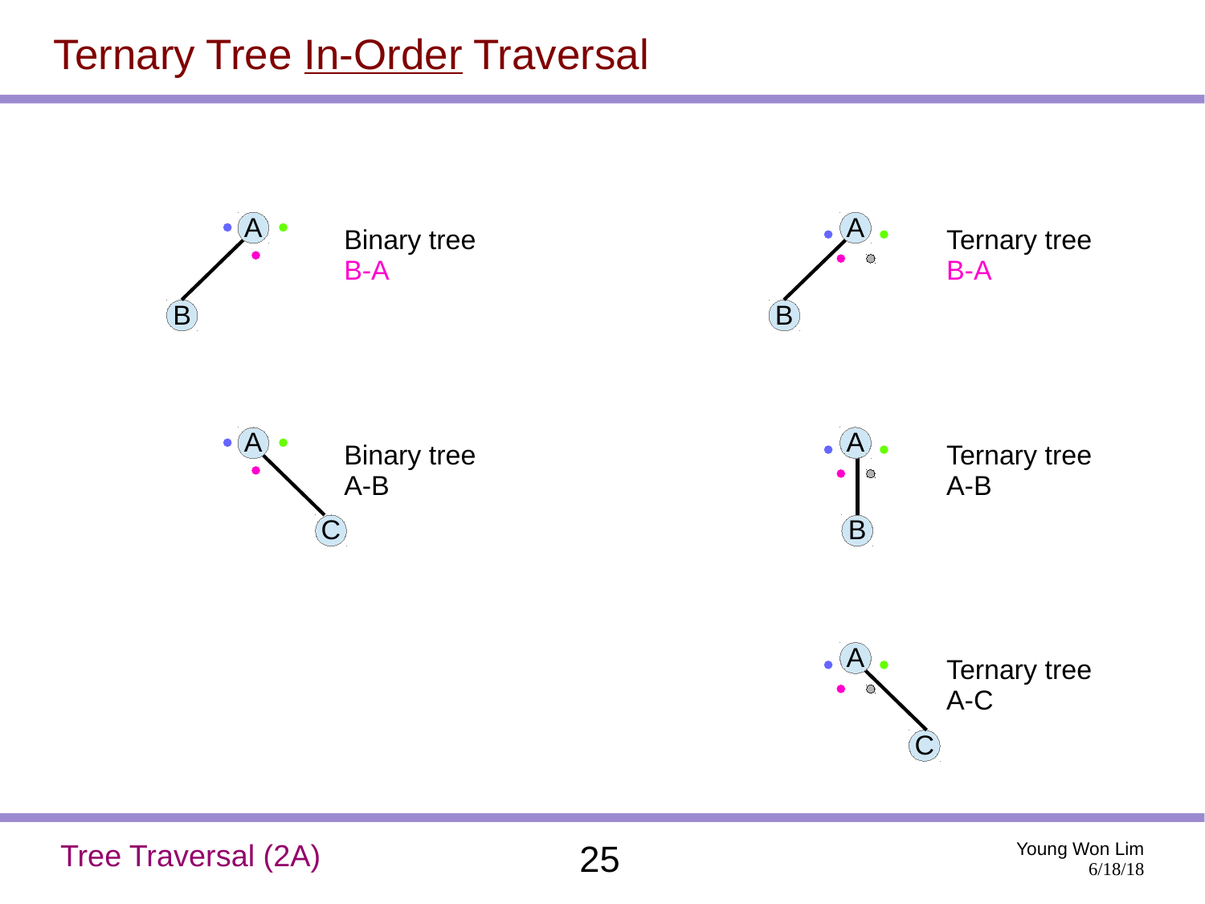# Ternary Tree In-Order Traversal

Binary tree
B-A

Ternary tree
B-A

Binary tree
A-B

Ternary tree
A-B

Ternary tree
A-C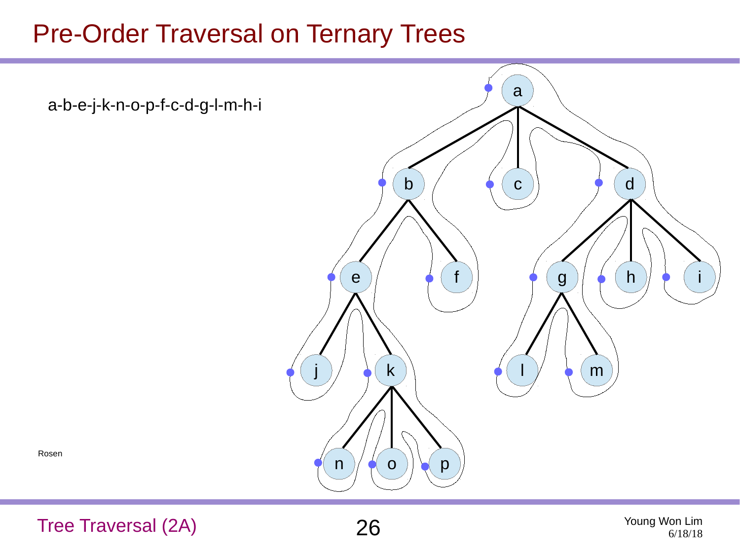# Pre-Order Traversal on Ternary Trees

a-b-e-j-k-n-o-p-f-c-d-g-l-m-h-i

a
b c d
e f g h i
j k l m
n o p

Rosen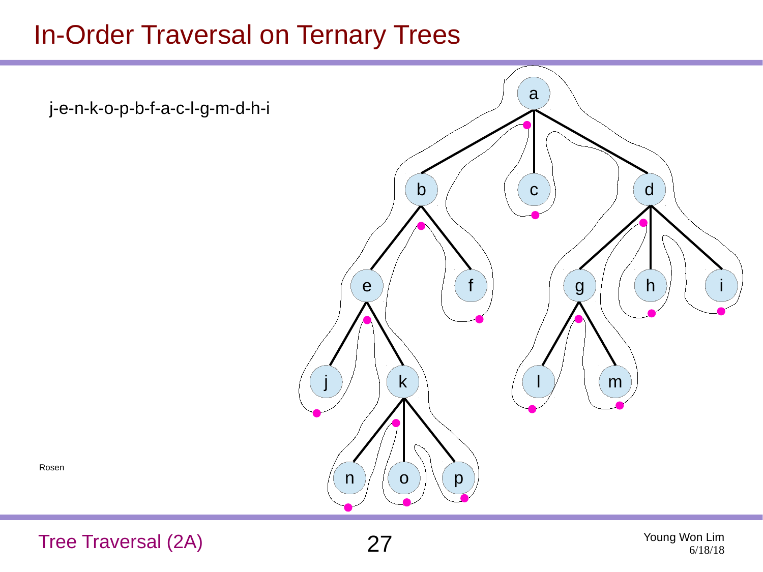# In-Order Traversal on Ternary Trees

j-e-n-k-o-p-b-f-a-c-l-g-m-d-h-i

Rosen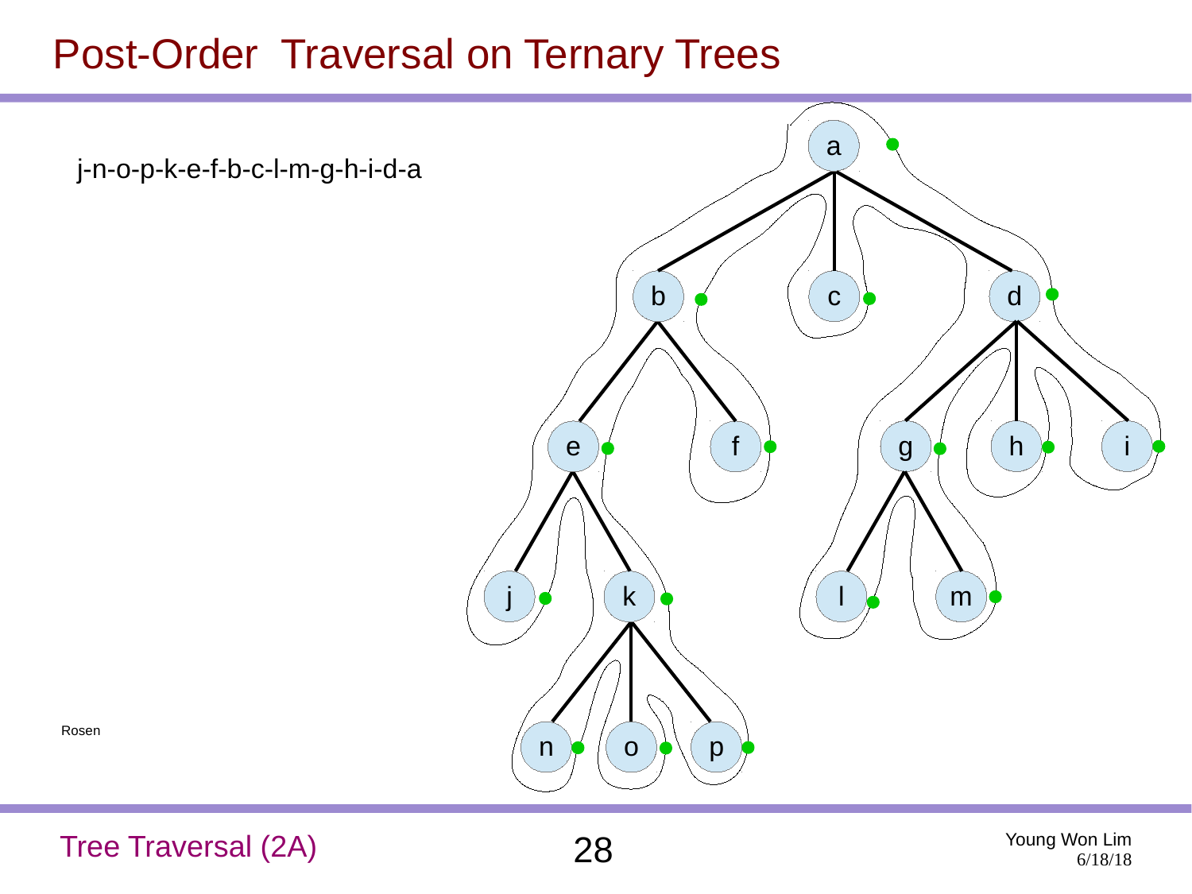# Post-Order Traversal on Ternary Trees

j-n-o-p-k-e-f-b-c-l-m-g-h-i-d-a

a
b
c
d
e
f
g
h
i
j
k
l
m
n
o
p

Rosen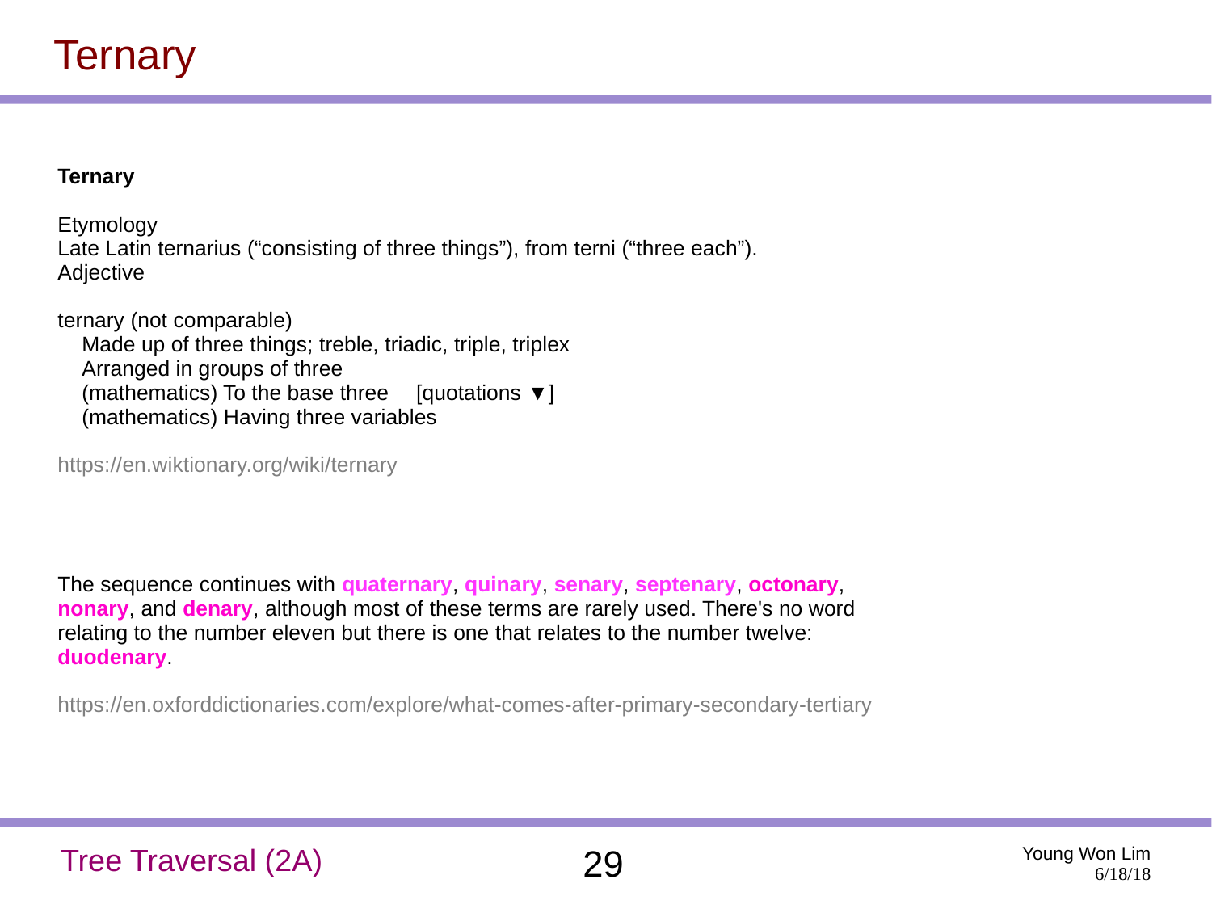# Ternary

**Ternary**

Etymology
Late Latin ternarius (“consisting of three things”), from terni (“three each”).
Adjective

ternary (not comparable)
- Made up of three things; treble, triadic, triple, triplex
- Arranged in groups of three
- (mathematics) To the base three [quotations ▼]
- (mathematics) Having three variables

https://en.wiktionary.org/wiki/ternary

The sequence continues with **quaternary**, **quinary**, **senary**, **septenary**, **octonary**, **nonary**, and **denary**, although most of these terms are rarely used. There's no word relating to the number eleven but there is one that relates to the number twelve: **duodenary**.

https://en.oxforddictionaries.com/explore/what-comes-after-primary-secondary-tertiary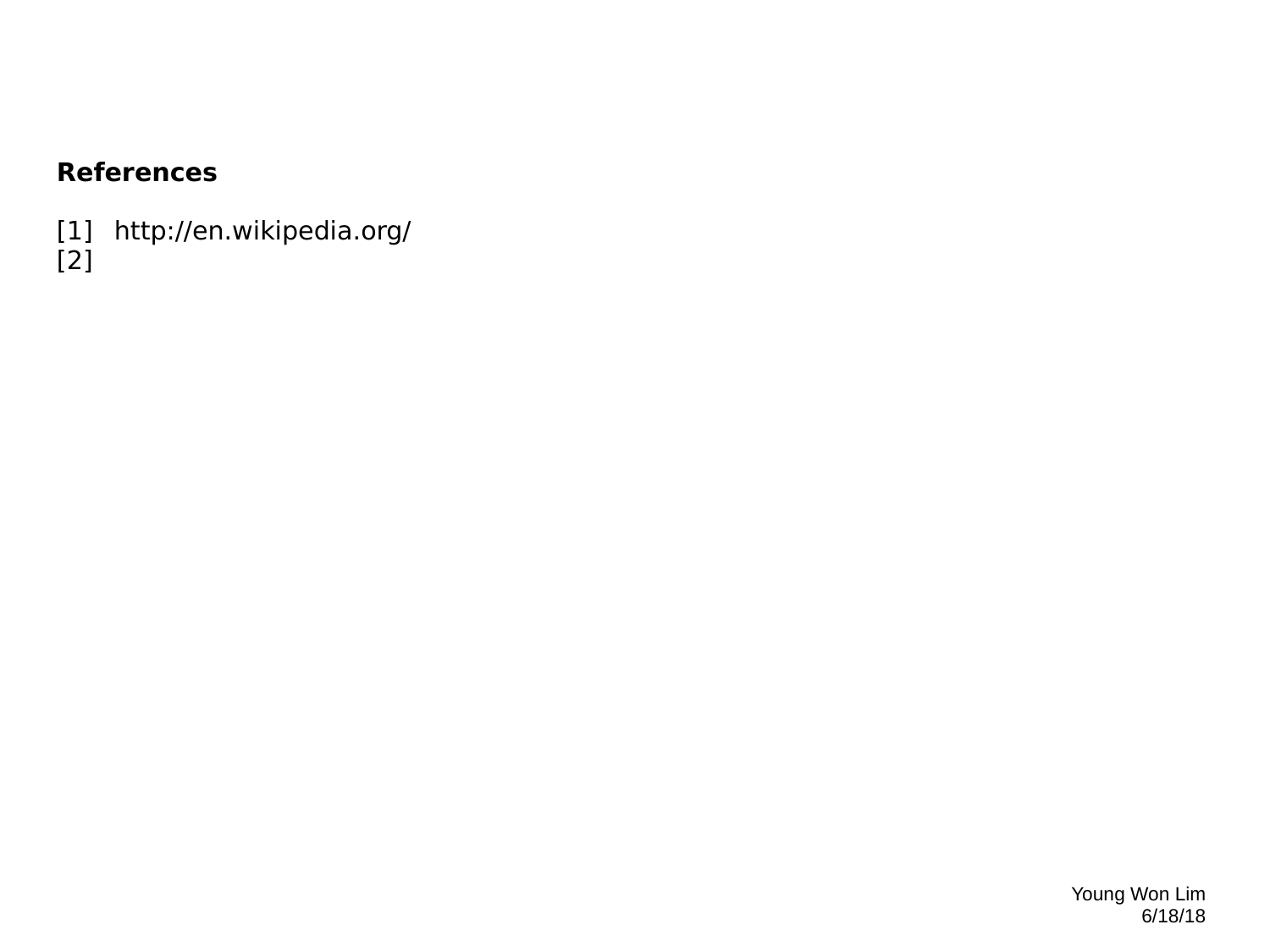**References**

[1] http://en.wikipedia.org/
[2]